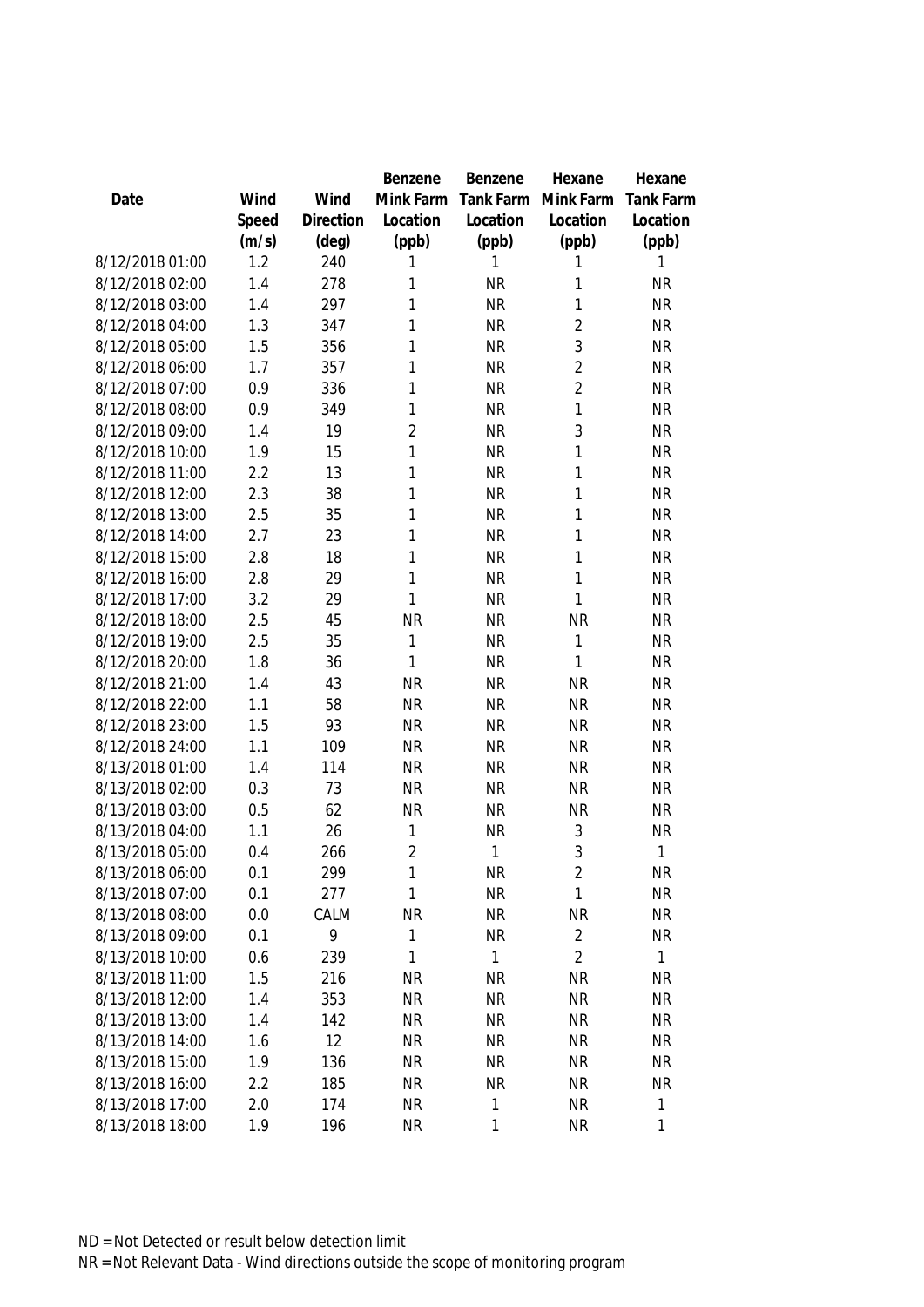| Date | Wind Speed (m/s) | Wind Direction (deg) | Benzene Mink Farm Location (ppb) | Benzene Tank Farm Location (ppb) | Hexane Mink Farm Location (ppb) | Hexane Tank Farm Location (ppb) |
|---|---|---|---|---|---|---|
| 8/12/2018 01:00 | 1.2 | 240 | 1 | 1 | 1 | 1 |
| 8/12/2018 02:00 | 1.4 | 278 | 1 | NR | 1 | NR |
| 8/12/2018 03:00 | 1.4 | 297 | 1 | NR | 1 | NR |
| 8/12/2018 04:00 | 1.3 | 347 | 1 | NR | 2 | NR |
| 8/12/2018 05:00 | 1.5 | 356 | 1 | NR | 3 | NR |
| 8/12/2018 06:00 | 1.7 | 357 | 1 | NR | 2 | NR |
| 8/12/2018 07:00 | 0.9 | 336 | 1 | NR | 2 | NR |
| 8/12/2018 08:00 | 0.9 | 349 | 1 | NR | 1 | NR |
| 8/12/2018 09:00 | 1.4 | 19 | 2 | NR | 3 | NR |
| 8/12/2018 10:00 | 1.9 | 15 | 1 | NR | 1 | NR |
| 8/12/2018 11:00 | 2.2 | 13 | 1 | NR | 1 | NR |
| 8/12/2018 12:00 | 2.3 | 38 | 1 | NR | 1 | NR |
| 8/12/2018 13:00 | 2.5 | 35 | 1 | NR | 1 | NR |
| 8/12/2018 14:00 | 2.7 | 23 | 1 | NR | 1 | NR |
| 8/12/2018 15:00 | 2.8 | 18 | 1 | NR | 1 | NR |
| 8/12/2018 16:00 | 2.8 | 29 | 1 | NR | 1 | NR |
| 8/12/2018 17:00 | 3.2 | 29 | 1 | NR | 1 | NR |
| 8/12/2018 18:00 | 2.5 | 45 | NR | NR | NR | NR |
| 8/12/2018 19:00 | 2.5 | 35 | 1 | NR | 1 | NR |
| 8/12/2018 20:00 | 1.8 | 36 | 1 | NR | 1 | NR |
| 8/12/2018 21:00 | 1.4 | 43 | NR | NR | NR | NR |
| 8/12/2018 22:00 | 1.1 | 58 | NR | NR | NR | NR |
| 8/12/2018 23:00 | 1.5 | 93 | NR | NR | NR | NR |
| 8/12/2018 24:00 | 1.1 | 109 | NR | NR | NR | NR |
| 8/13/2018 01:00 | 1.4 | 114 | NR | NR | NR | NR |
| 8/13/2018 02:00 | 0.3 | 73 | NR | NR | NR | NR |
| 8/13/2018 03:00 | 0.5 | 62 | NR | NR | NR | NR |
| 8/13/2018 04:00 | 1.1 | 26 | 1 | NR | 3 | NR |
| 8/13/2018 05:00 | 0.4 | 266 | 2 | 1 | 3 | 1 |
| 8/13/2018 06:00 | 0.1 | 299 | 1 | NR | 2 | NR |
| 8/13/2018 07:00 | 0.1 | 277 | 1 | NR | 1 | NR |
| 8/13/2018 08:00 | 0.0 | CALM | NR | NR | NR | NR |
| 8/13/2018 09:00 | 0.1 | 9 | 1 | NR | 2 | NR |
| 8/13/2018 10:00 | 0.6 | 239 | 1 | 1 | 2 | 1 |
| 8/13/2018 11:00 | 1.5 | 216 | NR | NR | NR | NR |
| 8/13/2018 12:00 | 1.4 | 353 | NR | NR | NR | NR |
| 8/13/2018 13:00 | 1.4 | 142 | NR | NR | NR | NR |
| 8/13/2018 14:00 | 1.6 | 12 | NR | NR | NR | NR |
| 8/13/2018 15:00 | 1.9 | 136 | NR | NR | NR | NR |
| 8/13/2018 16:00 | 2.2 | 185 | NR | NR | NR | NR |
| 8/13/2018 17:00 | 2.0 | 174 | NR | 1 | NR | 1 |
| 8/13/2018 18:00 | 1.9 | 196 | NR | 1 | NR | 1 |

ND = Not Detected or result below detection limit
NR = Not Relevant Data - Wind directions outside the scope of monitoring program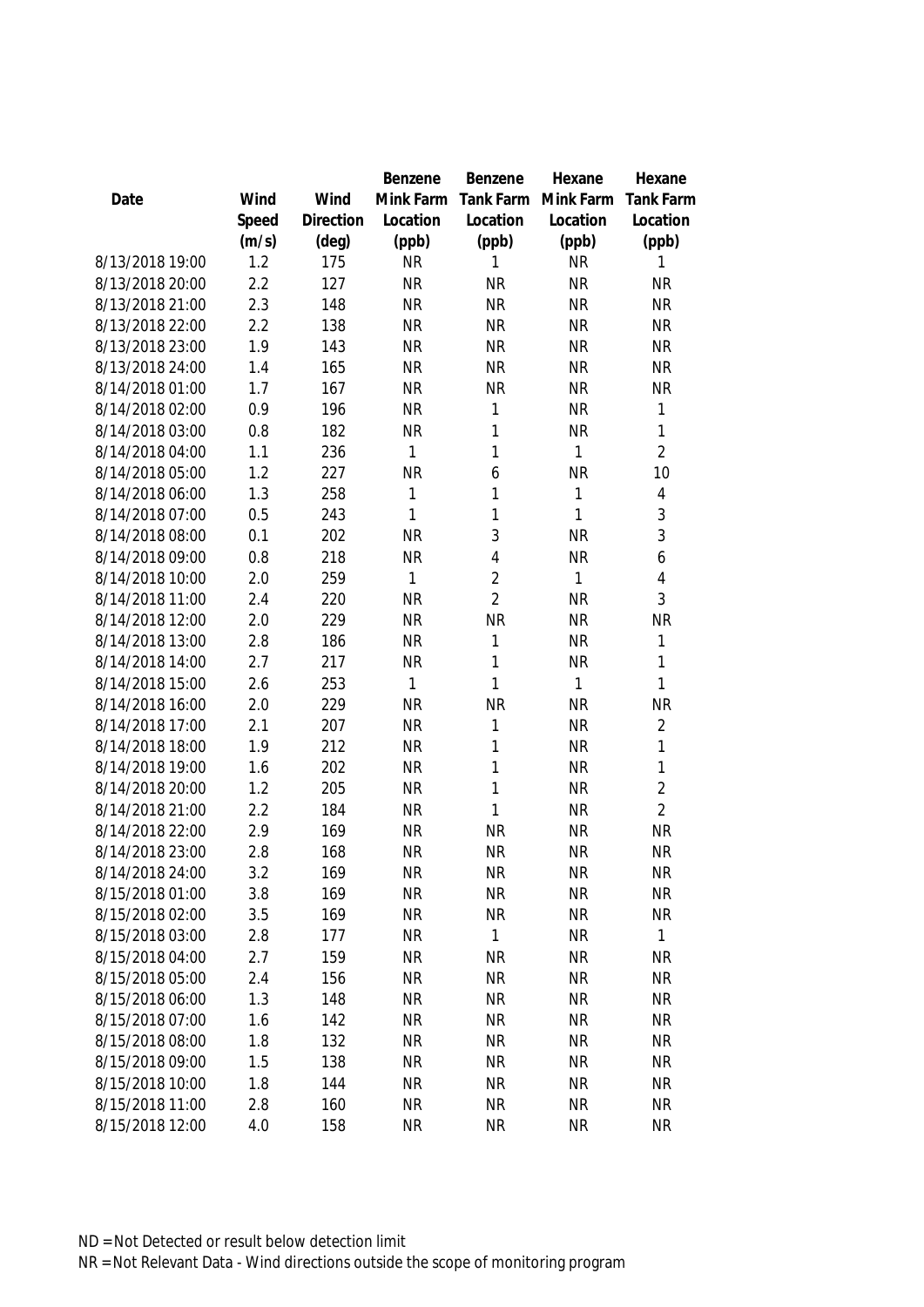| Date | Wind Speed (m/s) | Wind Direction (deg) | Benzene Mink Farm Location (ppb) | Benzene Tank Farm Location (ppb) | Hexane Mink Farm Location (ppb) | Hexane Tank Farm Location (ppb) |
|---|---|---|---|---|---|---|
| 8/13/2018 19:00 | 1.2 | 175 | NR | 1 | NR | 1 |
| 8/13/2018 20:00 | 2.2 | 127 | NR | NR | NR | NR |
| 8/13/2018 21:00 | 2.3 | 148 | NR | NR | NR | NR |
| 8/13/2018 22:00 | 2.2 | 138 | NR | NR | NR | NR |
| 8/13/2018 23:00 | 1.9 | 143 | NR | NR | NR | NR |
| 8/13/2018 24:00 | 1.4 | 165 | NR | NR | NR | NR |
| 8/14/2018 01:00 | 1.7 | 167 | NR | NR | NR | NR |
| 8/14/2018 02:00 | 0.9 | 196 | NR | 1 | NR | 1 |
| 8/14/2018 03:00 | 0.8 | 182 | NR | 1 | NR | 1 |
| 8/14/2018 04:00 | 1.1 | 236 | 1 | 1 | 1 | 2 |
| 8/14/2018 05:00 | 1.2 | 227 | NR | 6 | NR | 10 |
| 8/14/2018 06:00 | 1.3 | 258 | 1 | 1 | 1 | 4 |
| 8/14/2018 07:00 | 0.5 | 243 | 1 | 1 | 1 | 3 |
| 8/14/2018 08:00 | 0.1 | 202 | NR | 3 | NR | 3 |
| 8/14/2018 09:00 | 0.8 | 218 | NR | 4 | NR | 6 |
| 8/14/2018 10:00 | 2.0 | 259 | 1 | 2 | 1 | 4 |
| 8/14/2018 11:00 | 2.4 | 220 | NR | 2 | NR | 3 |
| 8/14/2018 12:00 | 2.0 | 229 | NR | NR | NR | NR |
| 8/14/2018 13:00 | 2.8 | 186 | NR | 1 | NR | 1 |
| 8/14/2018 14:00 | 2.7 | 217 | NR | 1 | NR | 1 |
| 8/14/2018 15:00 | 2.6 | 253 | 1 | 1 | 1 | 1 |
| 8/14/2018 16:00 | 2.0 | 229 | NR | NR | NR | NR |
| 8/14/2018 17:00 | 2.1 | 207 | NR | 1 | NR | 2 |
| 8/14/2018 18:00 | 1.9 | 212 | NR | 1 | NR | 1 |
| 8/14/2018 19:00 | 1.6 | 202 | NR | 1 | NR | 1 |
| 8/14/2018 20:00 | 1.2 | 205 | NR | 1 | NR | 2 |
| 8/14/2018 21:00 | 2.2 | 184 | NR | 1 | NR | 2 |
| 8/14/2018 22:00 | 2.9 | 169 | NR | NR | NR | NR |
| 8/14/2018 23:00 | 2.8 | 168 | NR | NR | NR | NR |
| 8/14/2018 24:00 | 3.2 | 169 | NR | NR | NR | NR |
| 8/15/2018 01:00 | 3.8 | 169 | NR | NR | NR | NR |
| 8/15/2018 02:00 | 3.5 | 169 | NR | NR | NR | NR |
| 8/15/2018 03:00 | 2.8 | 177 | NR | 1 | NR | 1 |
| 8/15/2018 04:00 | 2.7 | 159 | NR | NR | NR | NR |
| 8/15/2018 05:00 | 2.4 | 156 | NR | NR | NR | NR |
| 8/15/2018 06:00 | 1.3 | 148 | NR | NR | NR | NR |
| 8/15/2018 07:00 | 1.6 | 142 | NR | NR | NR | NR |
| 8/15/2018 08:00 | 1.8 | 132 | NR | NR | NR | NR |
| 8/15/2018 09:00 | 1.5 | 138 | NR | NR | NR | NR |
| 8/15/2018 10:00 | 1.8 | 144 | NR | NR | NR | NR |
| 8/15/2018 11:00 | 2.8 | 160 | NR | NR | NR | NR |
| 8/15/2018 12:00 | 4.0 | 158 | NR | NR | NR | NR |

ND = Not Detected or result below detection limit

NR = Not Relevant Data - Wind directions outside the scope of monitoring program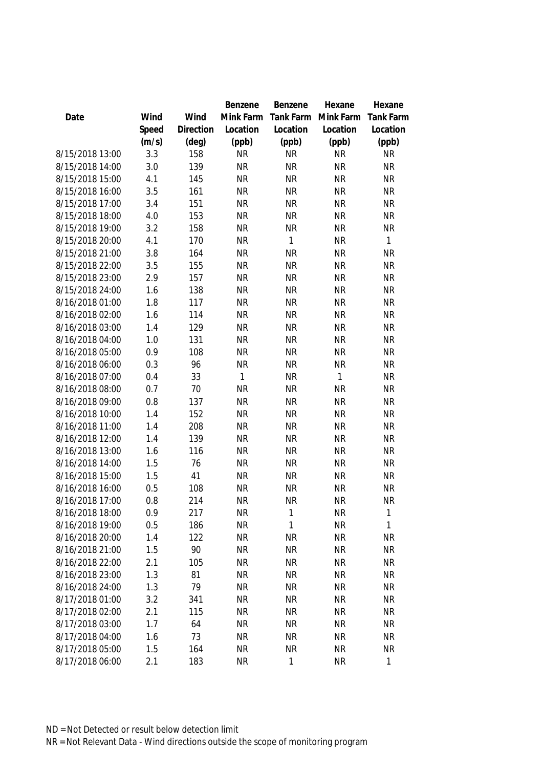| Date | Wind Speed (m/s) | Wind Direction (deg) | Benzene Mink Farm Location (ppb) | Benzene Tank Farm Location (ppb) | Hexane Mink Farm Location (ppb) | Hexane Tank Farm Location (ppb) |
|---|---|---|---|---|---|---|
| 8/15/2018 13:00 | 3.3 | 158 | NR | NR | NR | NR |
| 8/15/2018 14:00 | 3.0 | 139 | NR | NR | NR | NR |
| 8/15/2018 15:00 | 4.1 | 145 | NR | NR | NR | NR |
| 8/15/2018 16:00 | 3.5 | 161 | NR | NR | NR | NR |
| 8/15/2018 17:00 | 3.4 | 151 | NR | NR | NR | NR |
| 8/15/2018 18:00 | 4.0 | 153 | NR | NR | NR | NR |
| 8/15/2018 19:00 | 3.2 | 158 | NR | NR | NR | NR |
| 8/15/2018 20:00 | 4.1 | 170 | NR | 1 | NR | 1 |
| 8/15/2018 21:00 | 3.8 | 164 | NR | NR | NR | NR |
| 8/15/2018 22:00 | 3.5 | 155 | NR | NR | NR | NR |
| 8/15/2018 23:00 | 2.9 | 157 | NR | NR | NR | NR |
| 8/15/2018 24:00 | 1.6 | 138 | NR | NR | NR | NR |
| 8/16/2018 01:00 | 1.8 | 117 | NR | NR | NR | NR |
| 8/16/2018 02:00 | 1.6 | 114 | NR | NR | NR | NR |
| 8/16/2018 03:00 | 1.4 | 129 | NR | NR | NR | NR |
| 8/16/2018 04:00 | 1.0 | 131 | NR | NR | NR | NR |
| 8/16/2018 05:00 | 0.9 | 108 | NR | NR | NR | NR |
| 8/16/2018 06:00 | 0.3 | 96 | NR | NR | NR | NR |
| 8/16/2018 07:00 | 0.4 | 33 | 1 | NR | 1 | NR |
| 8/16/2018 08:00 | 0.7 | 70 | NR | NR | NR | NR |
| 8/16/2018 09:00 | 0.8 | 137 | NR | NR | NR | NR |
| 8/16/2018 10:00 | 1.4 | 152 | NR | NR | NR | NR |
| 8/16/2018 11:00 | 1.4 | 208 | NR | NR | NR | NR |
| 8/16/2018 12:00 | 1.4 | 139 | NR | NR | NR | NR |
| 8/16/2018 13:00 | 1.6 | 116 | NR | NR | NR | NR |
| 8/16/2018 14:00 | 1.5 | 76 | NR | NR | NR | NR |
| 8/16/2018 15:00 | 1.5 | 41 | NR | NR | NR | NR |
| 8/16/2018 16:00 | 0.5 | 108 | NR | NR | NR | NR |
| 8/16/2018 17:00 | 0.8 | 214 | NR | NR | NR | NR |
| 8/16/2018 18:00 | 0.9 | 217 | NR | 1 | NR | 1 |
| 8/16/2018 19:00 | 0.5 | 186 | NR | 1 | NR | 1 |
| 8/16/2018 20:00 | 1.4 | 122 | NR | NR | NR | NR |
| 8/16/2018 21:00 | 1.5 | 90 | NR | NR | NR | NR |
| 8/16/2018 22:00 | 2.1 | 105 | NR | NR | NR | NR |
| 8/16/2018 23:00 | 1.3 | 81 | NR | NR | NR | NR |
| 8/16/2018 24:00 | 1.3 | 79 | NR | NR | NR | NR |
| 8/17/2018 01:00 | 3.2 | 341 | NR | NR | NR | NR |
| 8/17/2018 02:00 | 2.1 | 115 | NR | NR | NR | NR |
| 8/17/2018 03:00 | 1.7 | 64 | NR | NR | NR | NR |
| 8/17/2018 04:00 | 1.6 | 73 | NR | NR | NR | NR |
| 8/17/2018 05:00 | 1.5 | 164 | NR | NR | NR | NR |
| 8/17/2018 06:00 | 2.1 | 183 | NR | 1 | NR | 1 |

ND = Not Detected or result below detection limit
NR = Not Relevant Data - Wind directions outside the scope of monitoring program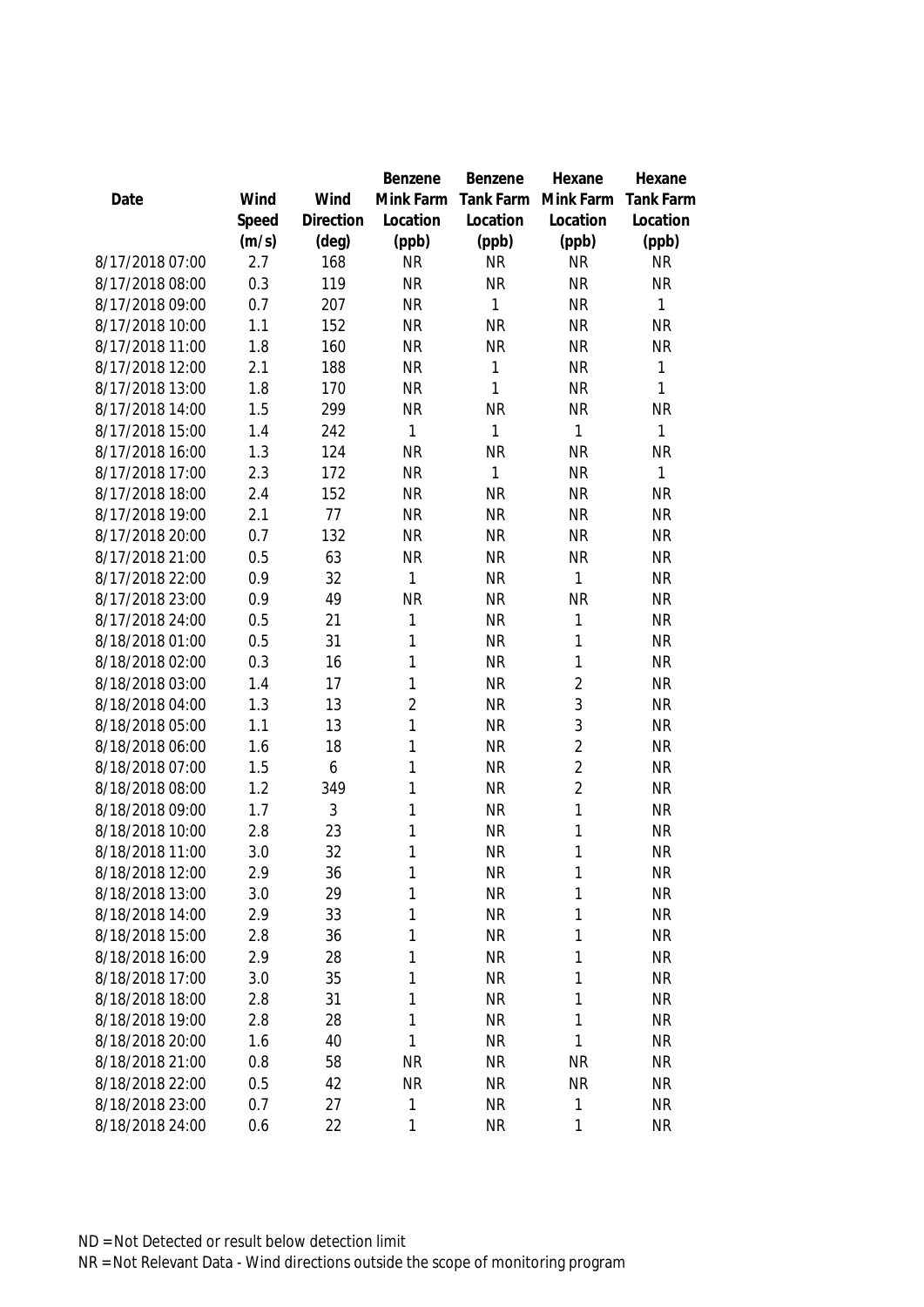| Date | Wind Speed (m/s) | Wind Direction (deg) | Benzene Mink Farm Location (ppb) | Benzene Tank Farm Location (ppb) | Hexane Mink Farm Location (ppb) | Hexane Tank Farm Location (ppb) |
|---|---|---|---|---|---|---|
| 8/17/2018 07:00 | 2.7 | 168 | NR | NR | NR | NR |
| 8/17/2018 08:00 | 0.3 | 119 | NR | NR | NR | NR |
| 8/17/2018 09:00 | 0.7 | 207 | NR | 1 | NR | 1 |
| 8/17/2018 10:00 | 1.1 | 152 | NR | NR | NR | NR |
| 8/17/2018 11:00 | 1.8 | 160 | NR | NR | NR | NR |
| 8/17/2018 12:00 | 2.1 | 188 | NR | 1 | NR | 1 |
| 8/17/2018 13:00 | 1.8 | 170 | NR | 1 | NR | 1 |
| 8/17/2018 14:00 | 1.5 | 299 | NR | NR | NR | NR |
| 8/17/2018 15:00 | 1.4 | 242 | 1 | 1 | 1 | 1 |
| 8/17/2018 16:00 | 1.3 | 124 | NR | NR | NR | NR |
| 8/17/2018 17:00 | 2.3 | 172 | NR | 1 | NR | 1 |
| 8/17/2018 18:00 | 2.4 | 152 | NR | NR | NR | NR |
| 8/17/2018 19:00 | 2.1 | 77 | NR | NR | NR | NR |
| 8/17/2018 20:00 | 0.7 | 132 | NR | NR | NR | NR |
| 8/17/2018 21:00 | 0.5 | 63 | NR | NR | NR | NR |
| 8/17/2018 22:00 | 0.9 | 32 | 1 | NR | 1 | NR |
| 8/17/2018 23:00 | 0.9 | 49 | NR | NR | NR | NR |
| 8/17/2018 24:00 | 0.5 | 21 | 1 | NR | 1 | NR |
| 8/18/2018 01:00 | 0.5 | 31 | 1 | NR | 1 | NR |
| 8/18/2018 02:00 | 0.3 | 16 | 1 | NR | 1 | NR |
| 8/18/2018 03:00 | 1.4 | 17 | 1 | NR | 2 | NR |
| 8/18/2018 04:00 | 1.3 | 13 | 2 | NR | 3 | NR |
| 8/18/2018 05:00 | 1.1 | 13 | 1 | NR | 3 | NR |
| 8/18/2018 06:00 | 1.6 | 18 | 1 | NR | 2 | NR |
| 8/18/2018 07:00 | 1.5 | 6 | 1 | NR | 2 | NR |
| 8/18/2018 08:00 | 1.2 | 349 | 1 | NR | 2 | NR |
| 8/18/2018 09:00 | 1.7 | 3 | 1 | NR | 1 | NR |
| 8/18/2018 10:00 | 2.8 | 23 | 1 | NR | 1 | NR |
| 8/18/2018 11:00 | 3.0 | 32 | 1 | NR | 1 | NR |
| 8/18/2018 12:00 | 2.9 | 36 | 1 | NR | 1 | NR |
| 8/18/2018 13:00 | 3.0 | 29 | 1 | NR | 1 | NR |
| 8/18/2018 14:00 | 2.9 | 33 | 1 | NR | 1 | NR |
| 8/18/2018 15:00 | 2.8 | 36 | 1 | NR | 1 | NR |
| 8/18/2018 16:00 | 2.9 | 28 | 1 | NR | 1 | NR |
| 8/18/2018 17:00 | 3.0 | 35 | 1 | NR | 1 | NR |
| 8/18/2018 18:00 | 2.8 | 31 | 1 | NR | 1 | NR |
| 8/18/2018 19:00 | 2.8 | 28 | 1 | NR | 1 | NR |
| 8/18/2018 20:00 | 1.6 | 40 | 1 | NR | 1 | NR |
| 8/18/2018 21:00 | 0.8 | 58 | NR | NR | NR | NR |
| 8/18/2018 22:00 | 0.5 | 42 | NR | NR | NR | NR |
| 8/18/2018 23:00 | 0.7 | 27 | 1 | NR | 1 | NR |
| 8/18/2018 24:00 | 0.6 | 22 | 1 | NR | 1 | NR |

ND = Not Detected or result below detection limit

NR = Not Relevant Data - Wind directions outside the scope of monitoring program